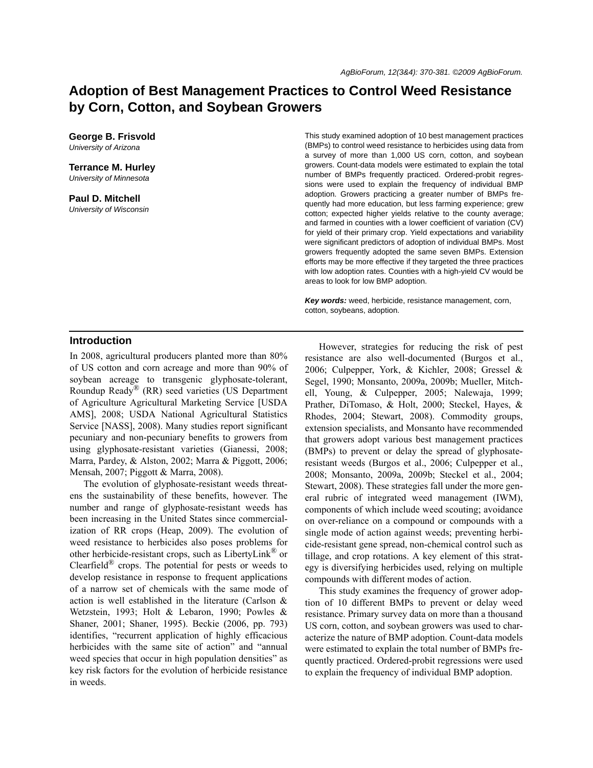# Adoption of Best Management Practices to Control Weed Resistance by Corn, Cotton, and Soybean Growers

**George B. Frisvold**
*University of Arizona*

**Terrance M. Hurley**
*University of Minnesota*

**Paul D. Mitchell**
*University of Wisconsin*

This study examined adoption of 10 best management practices (BMPs) to control weed resistance to herbicides using data from a survey of more than 1,000 US corn, cotton, and soybean growers. Count-data models were estimated to explain the total number of BMPs frequently practiced. Ordered-probit regressions were used to explain the frequency of individual BMP adoption. Growers practicing a greater number of BMPs frequently had more education, but less farming experience; grew cotton; expected higher yields relative to the county average; and farmed in counties with a lower coefficient of variation (CV) for yield of their primary crop. Yield expectations and variability were significant predictors of adoption of individual BMPs. Most growers frequently adopted the same seven BMPs. Extension efforts may be more effective if they targeted the three practices with low adoption rates. Counties with a high-yield CV would be areas to look for low BMP adoption.

***Key words:*** weed, herbicide, resistance management, corn, cotton, soybeans, adoption.

## Introduction

In 2008, agricultural producers planted more than 80% of US cotton and corn acreage and more than 90% of soybean acreage to transgenic glyphosate-tolerant, Roundup Ready® (RR) seed varieties (US Department of Agriculture Agricultural Marketing Service [USDA AMS], 2008; USDA National Agricultural Statistics Service [NASS], 2008). Many studies report significant pecuniary and non-pecuniary benefits to growers from using glyphosate-resistant varieties (Gianessi, 2008; Marra, Pardey, & Alston, 2002; Marra & Piggott, 2006; Mensah, 2007; Piggott & Marra, 2008).

The evolution of glyphosate-resistant weeds threatens the sustainability of these benefits, however. The number and range of glyphosate-resistant weeds has been increasing in the United States since commercialization of RR crops (Heap, 2009). The evolution of weed resistance to herbicides also poses problems for other herbicide-resistant crops, such as LibertyLink® or Clearfield® crops. The potential for pests or weeds to develop resistance in response to frequent applications of a narrow set of chemicals with the same mode of action is well established in the literature (Carlson & Wetzstein, 1993; Holt & Lebaron, 1990; Powles & Shaner, 2001; Shaner, 1995). Beckie (2006, pp. 793) identifies, "recurrent application of highly efficacious herbicides with the same site of action" and "annual weed species that occur in high population densities" as key risk factors for the evolution of herbicide resistance in weeds.

However, strategies for reducing the risk of pest resistance are also well-documented (Burgos et al., 2006; Culpepper, York, & Kichler, 2008; Gressel & Segel, 1990; Monsanto, 2009a, 2009b; Mueller, Mitchell, Young, & Culpepper, 2005; Nalewaja, 1999; Prather, DiTomaso, & Holt, 2000; Steckel, Hayes, & Rhodes, 2004; Stewart, 2008). Commodity groups, extension specialists, and Monsanto have recommended that growers adopt various best management practices (BMPs) to prevent or delay the spread of glyphosate-resistant weeds (Burgos et al., 2006; Culpepper et al., 2008; Monsanto, 2009a, 2009b; Steckel et al., 2004; Stewart, 2008). These strategies fall under the more general rubric of integrated weed management (IWM), components of which include weed scouting; avoidance on over-reliance on a compound or compounds with a single mode of action against weeds; preventing herbicide-resistant gene spread, non-chemical control such as tillage, and crop rotations. A key element of this strategy is diversifying herbicides used, relying on multiple compounds with different modes of action.

This study examines the frequency of grower adoption of 10 different BMPs to prevent or delay weed resistance. Primary survey data on more than a thousand US corn, cotton, and soybean growers was used to characterize the nature of BMP adoption. Count-data models were estimated to explain the total number of BMPs frequently practiced. Ordered-probit regressions were used to explain the frequency of individual BMP adoption.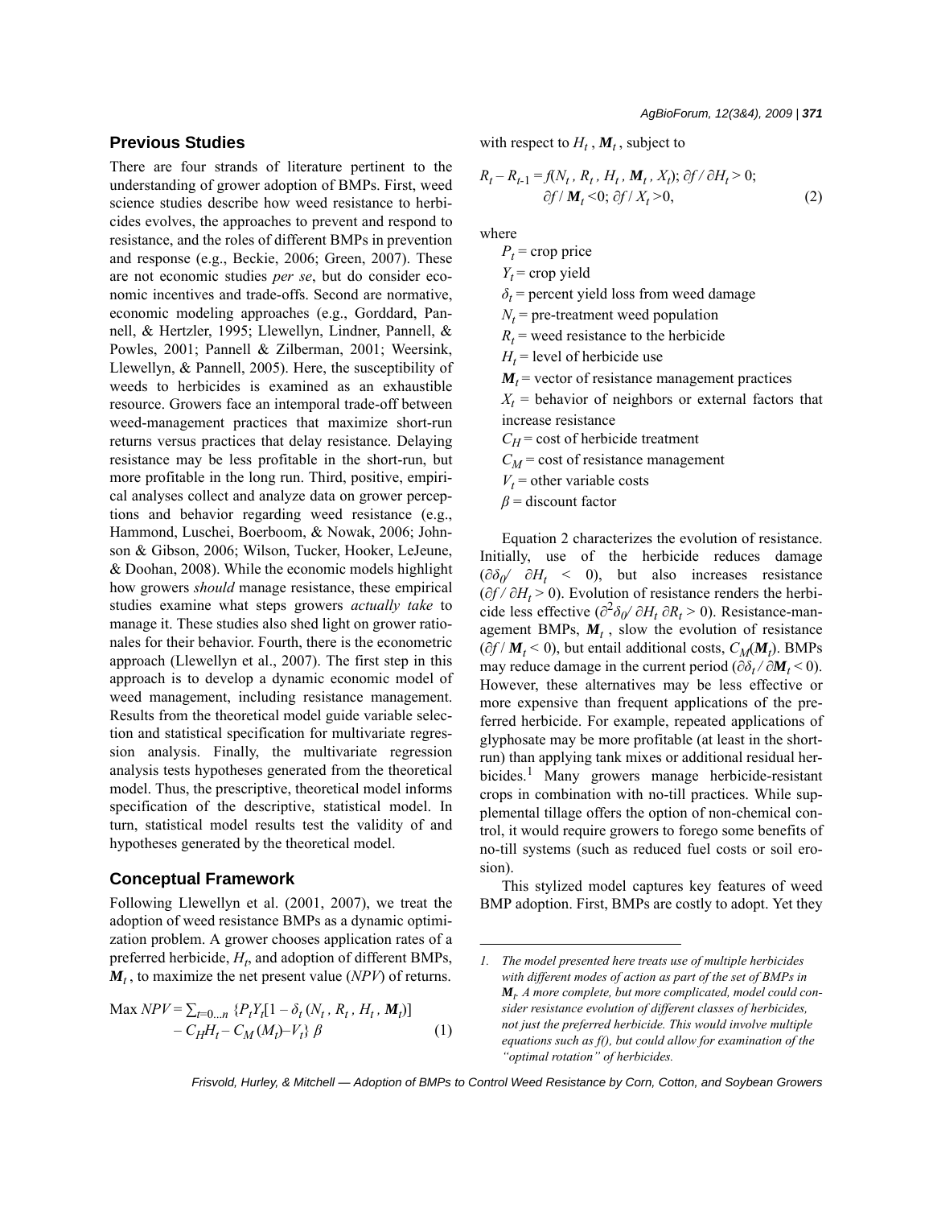## Previous Studies

There are four strands of literature pertinent to the understanding of grower adoption of BMPs. First, weed science studies describe how weed resistance to herbicides evolves, the approaches to prevent and respond to resistance, and the roles of different BMPs in prevention and response (e.g., Beckie, 2006; Green, 2007). These are not economic studies *per se*, but do consider economic incentives and trade-offs. Second are normative, economic modeling approaches (e.g., Gorddard, Pannell, & Hertzler, 1995; Llewellyn, Lindner, Pannell, & Powles, 2001; Pannell & Zilberman, 2001; Weersink, Llewellyn, & Pannell, 2005). Here, the susceptibility of weeds to herbicides is examined as an exhaustible resource. Growers face an intemporal trade-off between weed-management practices that maximize short-run returns versus practices that delay resistance. Delaying resistance may be less profitable in the short-run, but more profitable in the long run. Third, positive, empirical analyses collect and analyze data on grower perceptions and behavior regarding weed resistance (e.g., Hammond, Luschei, Boerboom, & Nowak, 2006; Johnson & Gibson, 2006; Wilson, Tucker, Hooker, LeJeune, & Doohan, 2008). While the economic models highlight how growers *should* manage resistance, these empirical studies examine what steps growers *actually take* to manage it. These studies also shed light on grower rationales for their behavior. Fourth, there is the econometric approach (Llewellyn et al., 2007). The first step in this approach is to develop a dynamic economic model of weed management, including resistance management. Results from the theoretical model guide variable selection and statistical specification for multivariate regression analysis. Finally, the multivariate regression analysis tests hypotheses generated from the theoretical model. Thus, the prescriptive, theoretical model informs specification of the descriptive, statistical model. In turn, statistical model results test the validity of and hypotheses generated by the theoretical model.

## Conceptual Framework

Following Llewellyn et al. (2001, 2007), we treat the adoption of weed resistance BMPs as a dynamic optimization problem. A grower chooses application rates of a preferred herbicide, $H_t$, and adoption of different BMPs, $\boldsymbol{M}_t$, to maximize the net present value (*NPV*) of returns.

$$\text{Max } NPV = \sum_{t=0...n} \{P_t Y_t [1 - \delta_t (N_t , R_t , H_t , \boldsymbol{M}_t)] - C_H H_t - C_M (M_t) - V_t\} \beta \tag{1}$$

with respect to $H_t$, $\boldsymbol{M}_t$, subject to

$$R_t - R_{t-1} = f(N_t , R_t , H_t , \boldsymbol{M}_t , X_t); \partial f / \partial H_t > 0; \partial f / \boldsymbol{M}_t < 0; \partial f / X_t > 0, \tag{2}$$

where

$P_t$ = crop price

$Y_t$ = crop yield

$\delta_t$ = percent yield loss from weed damage

$N_t$ = pre-treatment weed population

$R_t$ = weed resistance to the herbicide

$H_t$ = level of herbicide use

$\boldsymbol{M}_t$ = vector of resistance management practices

$X_t$ = behavior of neighbors or external factors that increase resistance

$C_H$ = cost of herbicide treatment

$C_M$ = cost of resistance management

$V_t$ = other variable costs

$\beta$ = discount factor

Equation 2 characterizes the evolution of resistance. Initially, use of the herbicide reduces damage ($\partial\delta_0 / \partial H_t < 0$), but also increases resistance ($\partial f / \partial H_t > 0$). Evolution of resistance renders the herbicide less effective ($\partial^2\delta_0 / \partial H_t \partial R_t > 0$). Resistance-management BMPs, $\boldsymbol{M}_t$, slow the evolution of resistance ($\partial f / \boldsymbol{M}_t < 0$), but entail additional costs, $C_M(\boldsymbol{M}_t)$. BMPs may reduce damage in the current period ($\partial\delta_t / \partial\boldsymbol{M}_t < 0$). However, these alternatives may be less effective or more expensive than frequent applications of the preferred herbicide. For example, repeated applications of glyphosate may be more profitable (at least in the short-run) than applying tank mixes or additional residual herbicides.[1] Many growers manage herbicide-resistant crops in combination with no-till practices. While supplemental tillage offers the option of non-chemical control, it would require growers to forego some benefits of no-till systems (such as reduced fuel costs or soil erosion).

This stylized model captures key features of weed BMP adoption. First, BMPs are costly to adopt. Yet they

---

*1. The model presented here treats use of multiple herbicides with different modes of action as part of the set of BMPs in $\boldsymbol{M}_t$. A more complete, but more complicated, model could consider resistance evolution of different classes of herbicides, not just the preferred herbicide. This would involve multiple equations such as f(), but could allow for examination of the "optimal rotation" of herbicides.*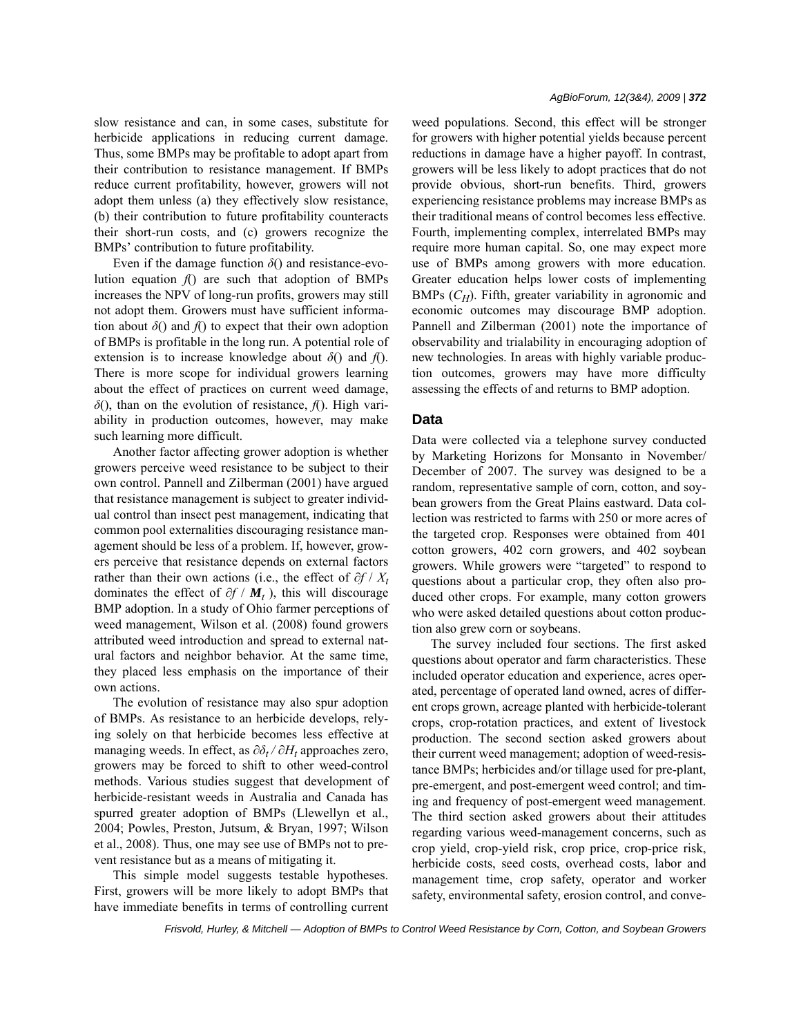slow resistance and can, in some cases, substitute for herbicide applications in reducing current damage. Thus, some BMPs may be profitable to adopt apart from their contribution to resistance management. If BMPs reduce current profitability, however, growers will not adopt them unless (a) they effectively slow resistance, (b) their contribution to future profitability counteracts their short-run costs, and (c) growers recognize the BMPs' contribution to future profitability.

Even if the damage function $\delta()$ and resistance-evolution equation $f()$ are such that adoption of BMPs increases the NPV of long-run profits, growers may still not adopt them. Growers must have sufficient information about $\delta()$ and $f()$ to expect that their own adoption of BMPs is profitable in the long run. A potential role of extension is to increase knowledge about $\delta()$ and $f()$. There is more scope for individual growers learning about the effect of practices on current weed damage, $\delta()$, than on the evolution of resistance, $f()$. High variability in production outcomes, however, may make such learning more difficult.

Another factor affecting grower adoption is whether growers perceive weed resistance to be subject to their own control. Pannell and Zilberman (2001) have argued that resistance management is subject to greater individual control than insect pest management, indicating that common pool externalities discouraging resistance management should be less of a problem. If, however, growers perceive that resistance depends on external factors rather than their own actions (i.e., the effect of $\partial f / X_t$ dominates the effect of $\partial f / \boldsymbol{M}_t$ ), this will discourage BMP adoption. In a study of Ohio farmer perceptions of weed management, Wilson et al. (2008) found growers attributed weed introduction and spread to external natural factors and neighbor behavior. At the same time, they placed less emphasis on the importance of their own actions.

The evolution of resistance may also spur adoption of BMPs. As resistance to an herbicide develops, relying solely on that herbicide becomes less effective at managing weeds. In effect, as $\partial\delta_t / \partial H_t$ approaches zero, growers may be forced to shift to other weed-control methods. Various studies suggest that development of herbicide-resistant weeds in Australia and Canada has spurred greater adoption of BMPs (Llewellyn et al., 2004; Powles, Preston, Jutsum, & Bryan, 1997; Wilson et al., 2008). Thus, one may see use of BMPs not to prevent resistance but as a means of mitigating it.

This simple model suggests testable hypotheses. First, growers will be more likely to adopt BMPs that have immediate benefits in terms of controlling current weed populations. Second, this effect will be stronger for growers with higher potential yields because percent reductions in damage have a higher payoff. In contrast, growers will be less likely to adopt practices that do not provide obvious, short-run benefits. Third, growers experiencing resistance problems may increase BMPs as their traditional means of control becomes less effective. Fourth, implementing complex, interrelated BMPs may require more human capital. So, one may expect more use of BMPs among growers with more education. Greater education helps lower costs of implementing BMPs ($C_H$). Fifth, greater variability in agronomic and economic outcomes may discourage BMP adoption. Pannell and Zilberman (2001) note the importance of observability and trialability in encouraging adoption of new technologies. In areas with highly variable production outcomes, growers may have more difficulty assessing the effects of and returns to BMP adoption.

## Data

Data were collected via a telephone survey conducted by Marketing Horizons for Monsanto in November/December of 2007. The survey was designed to be a random, representative sample of corn, cotton, and soybean growers from the Great Plains eastward. Data collection was restricted to farms with 250 or more acres of the targeted crop. Responses were obtained from 401 cotton growers, 402 corn growers, and 402 soybean growers. While growers were "targeted" to respond to questions about a particular crop, they often also produced other crops. For example, many cotton growers who were asked detailed questions about cotton production also grew corn or soybeans.

The survey included four sections. The first asked questions about operator and farm characteristics. These included operator education and experience, acres operated, percentage of operated land owned, acres of different crops grown, acreage planted with herbicide-tolerant crops, crop-rotation practices, and extent of livestock production. The second section asked growers about their current weed management; adoption of weed-resistance BMPs; herbicides and/or tillage used for pre-plant, pre-emergent, and post-emergent weed control; and timing and frequency of post-emergent weed management. The third section asked growers about their attitudes regarding various weed-management concerns, such as crop yield, crop-yield risk, crop price, crop-price risk, herbicide costs, seed costs, overhead costs, labor and management time, crop safety, operator and worker safety, environmental safety, erosion control, and conve-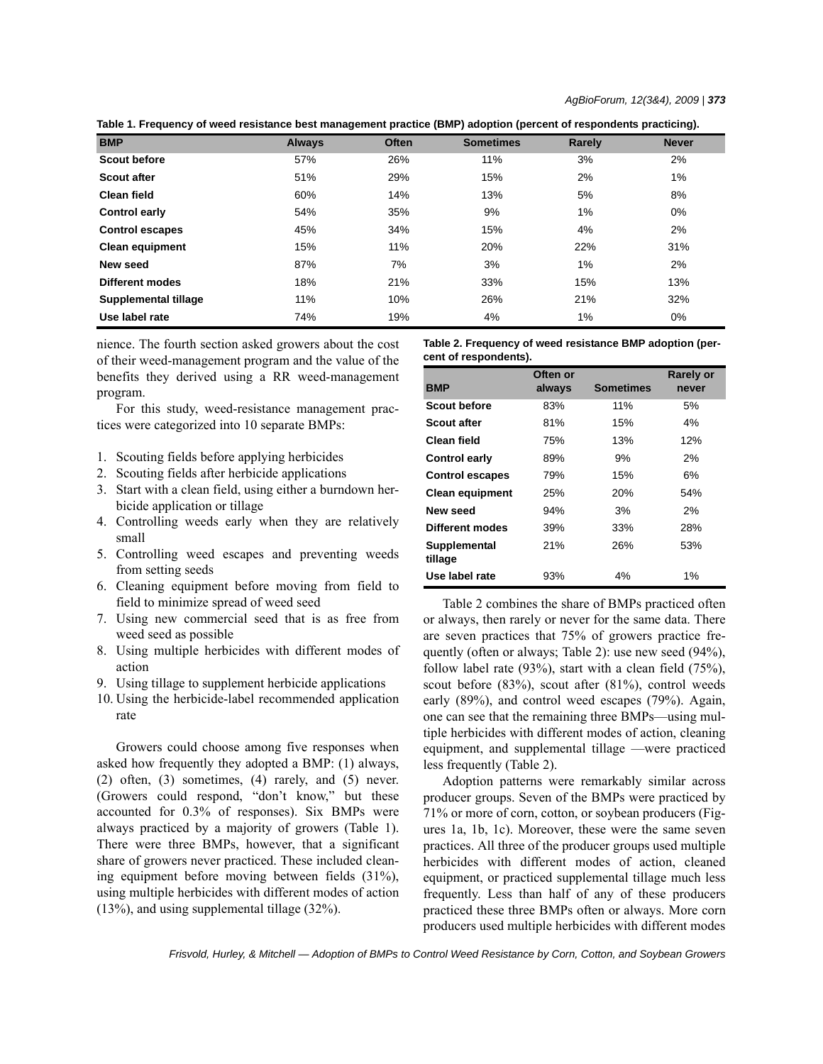Table 1. Frequency of weed resistance best management practice (BMP) adoption (percent of respondents practicing).

| BMP | Always | Often | Sometimes | Rarely | Never |
|---|---|---|---|---|---|
| Scout before | 57% | 26% | 11% | 3% | 2% |
| Scout after | 51% | 29% | 15% | 2% | 1% |
| Clean field | 60% | 14% | 13% | 5% | 8% |
| Control early | 54% | 35% | 9% | 1% | 0% |
| Control escapes | 45% | 34% | 15% | 4% | 2% |
| Clean equipment | 15% | 11% | 20% | 22% | 31% |
| New seed | 87% | 7% | 3% | 1% | 2% |
| Different modes | 18% | 21% | 33% | 15% | 13% |
| Supplemental tillage | 11% | 10% | 26% | 21% | 32% |
| Use label rate | 74% | 19% | 4% | 1% | 0% |

nience. The fourth section asked growers about the cost of their weed-management program and the value of the benefits they derived using a RR weed-management program.

For this study, weed-resistance management practices were categorized into 10 separate BMPs:

1. Scouting fields before applying herbicides
2. Scouting fields after herbicide applications
3. Start with a clean field, using either a burndown herbicide application or tillage
4. Controlling weeds early when they are relatively small
5. Controlling weed escapes and preventing weeds from setting seeds
6. Cleaning equipment before moving from field to field to minimize spread of weed seed
7. Using new commercial seed that is as free from weed seed as possible
8. Using multiple herbicides with different modes of action
9. Using tillage to supplement herbicide applications
10. Using the herbicide-label recommended application rate

Growers could choose among five responses when asked how frequently they adopted a BMP: (1) always, (2) often, (3) sometimes, (4) rarely, and (5) never. (Growers could respond, "don't know," but these accounted for 0.3% of responses). Six BMPs were always practiced by a majority of growers (Table 1). There were three BMPs, however, that a significant share of growers never practiced. These included cleaning equipment before moving between fields (31%), using multiple herbicides with different modes of action (13%), and using supplemental tillage (32%).

Table 2. Frequency of weed resistance BMP adoption (percent of respondents).

| BMP | Often or always | Sometimes | Rarely or never |
|---|---|---|---|
| Scout before | 83% | 11% | 5% |
| Scout after | 81% | 15% | 4% |
| Clean field | 75% | 13% | 12% |
| Control early | 89% | 9% | 2% |
| Control escapes | 79% | 15% | 6% |
| Clean equipment | 25% | 20% | 54% |
| New seed | 94% | 3% | 2% |
| Different modes | 39% | 33% | 28% |
| Supplemental tillage | 21% | 26% | 53% |
| Use label rate | 93% | 4% | 1% |

Table 2 combines the share of BMPs practiced often or always, then rarely or never for the same data. There are seven practices that 75% of growers practice frequently (often or always; Table 2): use new seed (94%), follow label rate (93%), start with a clean field (75%), scout before (83%), scout after (81%), control weeds early (89%), and control weed escapes (79%). Again, one can see that the remaining three BMPs—using multiple herbicides with different modes of action, cleaning equipment, and supplemental tillage —were practiced less frequently (Table 2).

Adoption patterns were remarkably similar across producer groups. Seven of the BMPs were practiced by 71% or more of corn, cotton, or soybean producers (Figures 1a, 1b, 1c). Moreover, these were the same seven practices. All three of the producer groups used multiple herbicides with different modes of action, cleaned equipment, or practiced supplemental tillage much less frequently. Less than half of any of these producers practiced these three BMPs often or always. More corn producers used multiple herbicides with different modes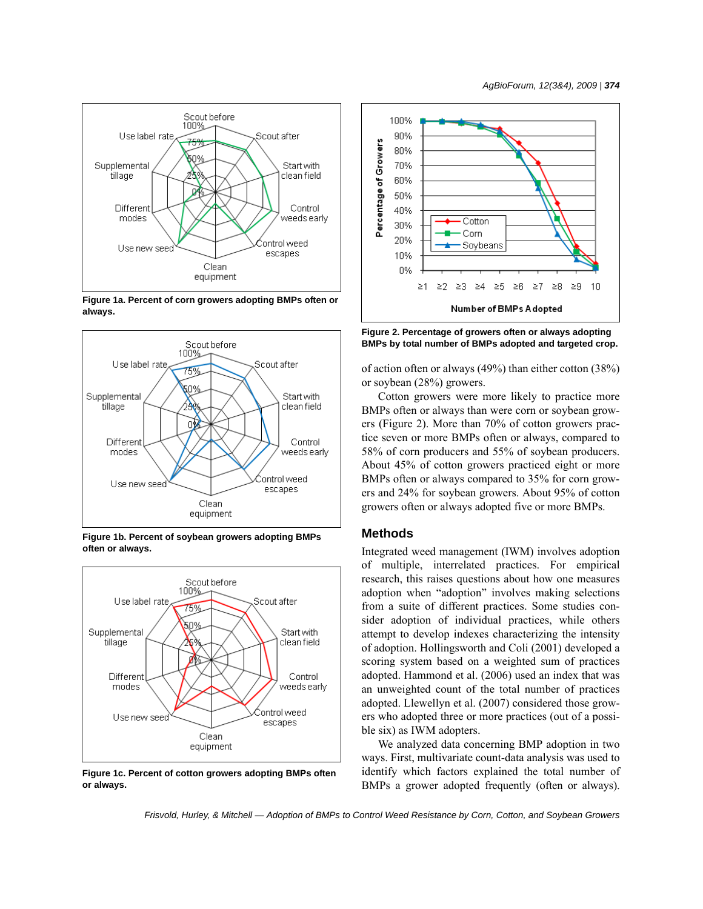Figure 1a. Percent of corn growers adopting BMPs often or always.

Figure 1b. Percent of soybean growers adopting BMPs often or always.

Figure 1c. Percent of cotton growers adopting BMPs often or always.

Figure 2. Percentage of growers often or always adopting BMPs by total number of BMPs adopted and targeted crop.

of action often or always (49%) than either cotton (38%) or soybean (28%) growers.

Cotton growers were more likely to practice more BMPs often or always than were corn or soybean growers (Figure 2). More than 70% of cotton growers practice seven or more BMPs often or always, compared to 58% of corn producers and 55% of soybean producers. About 45% of cotton growers practiced eight or more BMPs often or always compared to 35% for corn growers and 24% for soybean growers. About 95% of cotton growers often or always adopted five or more BMPs.

## Methods

Integrated weed management (IWM) involves adoption of multiple, interrelated practices. For empirical research, this raises questions about how one measures adoption when "adoption" involves making selections from a suite of different practices. Some studies consider adoption of individual practices, while others attempt to develop indexes characterizing the intensity of adoption. Hollingsworth and Coli (2001) developed a scoring system based on a weighted sum of practices adopted. Hammond et al. (2006) used an index that was an unweighted count of the total number of practices adopted. Llewellyn et al. (2007) considered those growers who adopted three or more practices (out of a possible six) as IWM adopters.

We analyzed data concerning BMP adoption in two ways. First, multivariate count-data analysis was used to identify which factors explained the total number of BMPs a grower adopted frequently (often or always).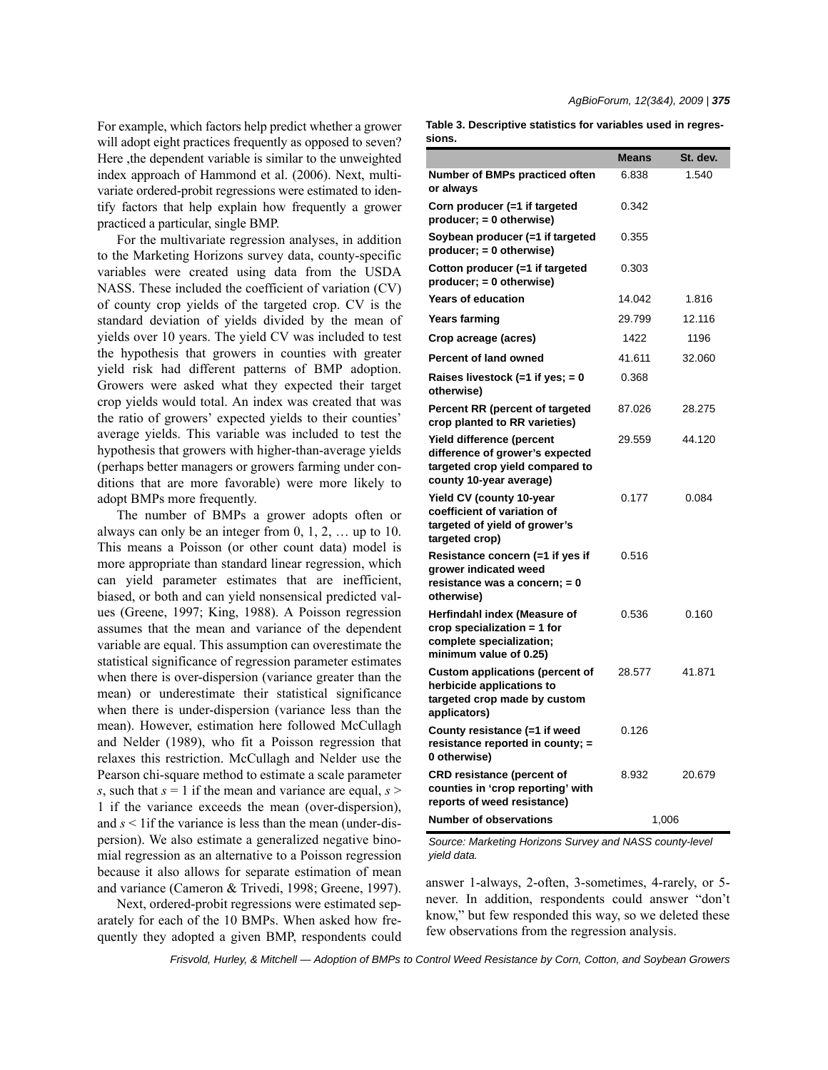For example, which factors help predict whether a grower will adopt eight practices frequently as opposed to seven? Here ,the dependent variable is similar to the unweighted index approach of Hammond et al. (2006). Next, multivariate ordered-probit regressions were estimated to identify factors that help explain how frequently a grower practiced a particular, single BMP.

For the multivariate regression analyses, in addition to the Marketing Horizons survey data, county-specific variables were created using data from the USDA NASS. These included the coefficient of variation (CV) of county crop yields of the targeted crop. CV is the standard deviation of yields divided by the mean of yields over 10 years. The yield CV was included to test the hypothesis that growers in counties with greater yield risk had different patterns of BMP adoption. Growers were asked what they expected their target crop yields would total. An index was created that was the ratio of growers' expected yields to their counties' average yields. This variable was included to test the hypothesis that growers with higher-than-average yields (perhaps better managers or growers farming under conditions that are more favorable) were more likely to adopt BMPs more frequently.

The number of BMPs a grower adopts often or always can only be an integer from 0, 1, 2, … up to 10. This means a Poisson (or other count data) model is more appropriate than standard linear regression, which can yield parameter estimates that are inefficient, biased, or both and can yield nonsensical predicted values (Greene, 1997; King, 1988). A Poisson regression assumes that the mean and variance of the dependent variable are equal. This assumption can overestimate the statistical significance of regression parameter estimates when there is over-dispersion (variance greater than the mean) or underestimate their statistical significance when there is under-dispersion (variance less than the mean). However, estimation here followed McCullagh and Nelder (1989), who fit a Poisson regression that relaxes this restriction. McCullagh and Nelder use the Pearson chi-square method to estimate a scale parameter $s$, such that $s = 1$ if the mean and variance are equal, $s > 1$ if the variance exceeds the mean (over-dispersion), and $s < 1$if the variance is less than the mean (under-dispersion). We also estimate a generalized negative binomial regression as an alternative to a Poisson regression because it also allows for separate estimation of mean and variance (Cameron & Trivedi, 1998; Greene, 1997).

Next, ordered-probit regressions were estimated separately for each of the 10 BMPs. When asked how frequently they adopted a given BMP, respondents could answer 1-always, 2-often, 3-sometimes, 4-rarely, or 5-never. In addition, respondents could answer "don't know," but few responded this way, so we deleted these few observations from the regression analysis.

**Table 3. Descriptive statistics for variables used in regressions.**

| | Means | St. dev. |
|---|---|---|
| **Number of BMPs practiced often or always** | 6.838 | 1.540 |
| **Corn producer (=1 if targeted producer; = 0 otherwise)** | 0.342 | |
| **Soybean producer (=1 if targeted producer; = 0 otherwise)** | 0.355 | |
| **Cotton producer (=1 if targeted producer; = 0 otherwise)** | 0.303 | |
| **Years of education** | 14.042 | 1.816 |
| **Years farming** | 29.799 | 12.116 |
| **Crop acreage (acres)** | 1422 | 1196 |
| **Percent of land owned** | 41.611 | 32.060 |
| **Raises livestock (=1 if yes; = 0 otherwise)** | 0.368 | |
| **Percent RR (percent of targeted crop planted to RR varieties)** | 87.026 | 28.275 |
| **Yield difference (percent difference of grower's expected targeted crop yield compared to county 10-year average)** | 29.559 | 44.120 |
| **Yield CV (county 10-year coefficient of variation of targeted of yield of grower's targeted crop)** | 0.177 | 0.084 |
| **Resistance concern (=1 if yes if grower indicated weed resistance was a concern; = 0 otherwise)** | 0.516 | |
| **Herfindahl index (Measure of crop specialization = 1 for complete specialization; minimum value of 0.25)** | 0.536 | 0.160 |
| **Custom applications (percent of herbicide applications to targeted crop made by custom applicators)** | 28.577 | 41.871 |
| **County resistance (=1 if weed resistance reported in county; = 0 otherwise)** | 0.126 | |
| **CRD resistance (percent of counties in 'crop reporting' with reports of weed resistance)** | 8.932 | 20.679 |
| **Number of observations** | 1,006 | |

*Source: Marketing Horizons Survey and NASS county-level yield data.*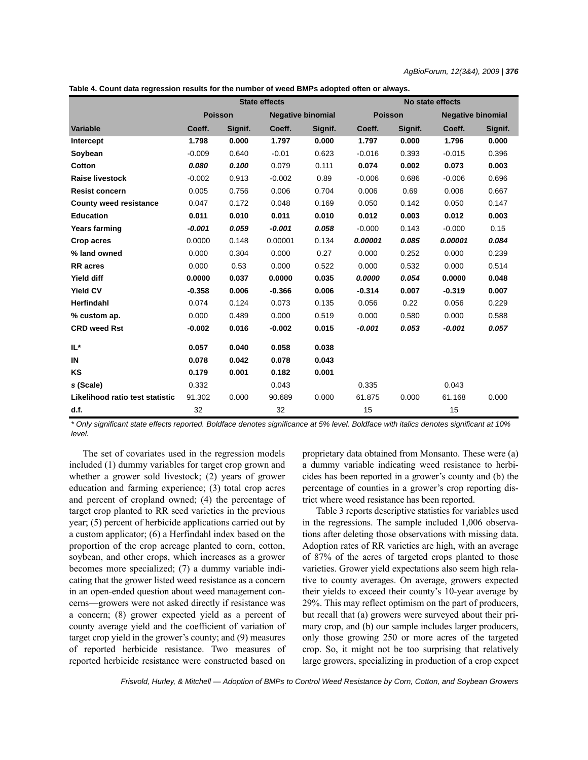**Table 4. Count data regression results for the number of weed BMPs adopted often or always.**

| | State effects | | | | No state effects | | | |
|---|---|---|---|---|---|---|---|---|
| | Poisson | | Negative binomial | | Poisson | | Negative binomial | |
| **Variable** | **Coeff.** | **Signif.** | **Coeff.** | **Signif.** | **Coeff.** | **Signif.** | **Coeff.** | **Signif.** |
| **Intercept** | **1.798** | **0.000** | **1.797** | **0.000** | **1.797** | **0.000** | **1.796** | **0.000** |
| **Soybean** | -0.009 | 0.640 | -0.01 | 0.623 | -0.016 | 0.393 | -0.015 | 0.396 |
| **Cotton** | ***0.080*** | ***0.100*** | 0.079 | 0.111 | **0.074** | **0.002** | **0.073** | **0.003** |
| **Raise livestock** | -0.002 | 0.913 | -0.002 | 0.89 | -0.006 | 0.686 | -0.006 | 0.696 |
| **Resist concern** | 0.005 | 0.756 | 0.006 | 0.704 | 0.006 | 0.69 | 0.006 | 0.667 |
| **County weed resistance** | 0.047 | 0.172 | 0.048 | 0.169 | 0.050 | 0.142 | 0.050 | 0.147 |
| **Education** | **0.011** | **0.010** | **0.011** | **0.010** | **0.012** | **0.003** | **0.012** | **0.003** |
| **Years farming** | ***-0.001*** | ***0.059*** | ***-0.001*** | ***0.058*** | -0.000 | 0.143 | -0.000 | 0.15 |
| **Crop acres** | 0.0000 | 0.148 | 0.00001 | 0.134 | ***0.00001*** | ***0.085*** | ***0.00001*** | ***0.084*** |
| **% land owned** | 0.000 | 0.304 | 0.000 | 0.27 | 0.000 | 0.252 | 0.000 | 0.239 |
| **RR acres** | 0.000 | 0.53 | 0.000 | 0.522 | 0.000 | 0.532 | 0.000 | 0.514 |
| **Yield diff** | **0.0000** | **0.037** | **0.0000** | **0.035** | ***0.0000*** | ***0.054*** | **0.0000** | **0.048** |
| **Yield CV** | **-0.358** | **0.006** | **-0.366** | **0.006** | **-0.314** | **0.007** | **-0.319** | **0.007** |
| **Herfindahl** | 0.074 | 0.124 | 0.073 | 0.135 | 0.056 | 0.22 | 0.056 | 0.229 |
| **% custom ap.** | 0.000 | 0.489 | 0.000 | 0.519 | 0.000 | 0.580 | 0.000 | 0.588 |
| **CRD weed Rst** | **-0.002** | **0.016** | **-0.002** | **0.015** | ***-0.001*** | ***0.053*** | ***-0.001*** | ***0.057*** |
| **IL*** | **0.057** | **0.040** | **0.058** | **0.038** | | | | |
| **IN** | **0.078** | **0.042** | **0.078** | **0.043** | | | | |
| **KS** | **0.179** | **0.001** | **0.182** | **0.001** | | | | |
| ***s* (Scale)** | 0.332 | | 0.043 | | 0.335 | | 0.043 | |
| **Likelihood ratio test statistic** | 91.302 | 0.000 | 90.689 | 0.000 | 61.875 | 0.000 | 61.168 | 0.000 |
| **d.f.** | 32 | | 32 | | 15 | | 15 | |

*\* Only significant state effects reported. Boldface denotes significance at 5% level. Boldface with italics denotes significant at 10% level.*

The set of covariates used in the regression models included (1) dummy variables for target crop grown and whether a grower sold livestock; (2) years of grower education and farming experience; (3) total crop acres and percent of cropland owned; (4) the percentage of target crop planted to RR seed varieties in the previous year; (5) percent of herbicide applications carried out by a custom applicator; (6) a Herfindahl index based on the proportion of the crop acreage planted to corn, cotton, soybean, and other crops, which increases as a grower becomes more specialized; (7) a dummy variable indicating that the grower listed weed resistance as a concern in an open-ended question about weed management concerns—growers were not asked directly if resistance was a concern; (8) grower expected yield as a percent of county average yield and the coefficient of variation of target crop yield in the grower's county; and (9) measures of reported herbicide resistance. Two measures of reported herbicide resistance were constructed based on proprietary data obtained from Monsanto. These were (a) a dummy variable indicating weed resistance to herbicides has been reported in a grower's county and (b) the percentage of counties in a grower's crop reporting district where weed resistance has been reported.

Table 3 reports descriptive statistics for variables used in the regressions. The sample included 1,006 observations after deleting those observations with missing data. Adoption rates of RR varieties are high, with an average of 87% of the acres of targeted crops planted to those varieties. Grower yield expectations also seem high relative to county averages. On average, growers expected their yields to exceed their county's 10-year average by 29%. This may reflect optimism on the part of producers, but recall that (a) growers were surveyed about their primary crop, and (b) our sample includes larger producers, only those growing 250 or more acres of the targeted crop. So, it might not be too surprising that relatively large growers, specializing in production of a crop expect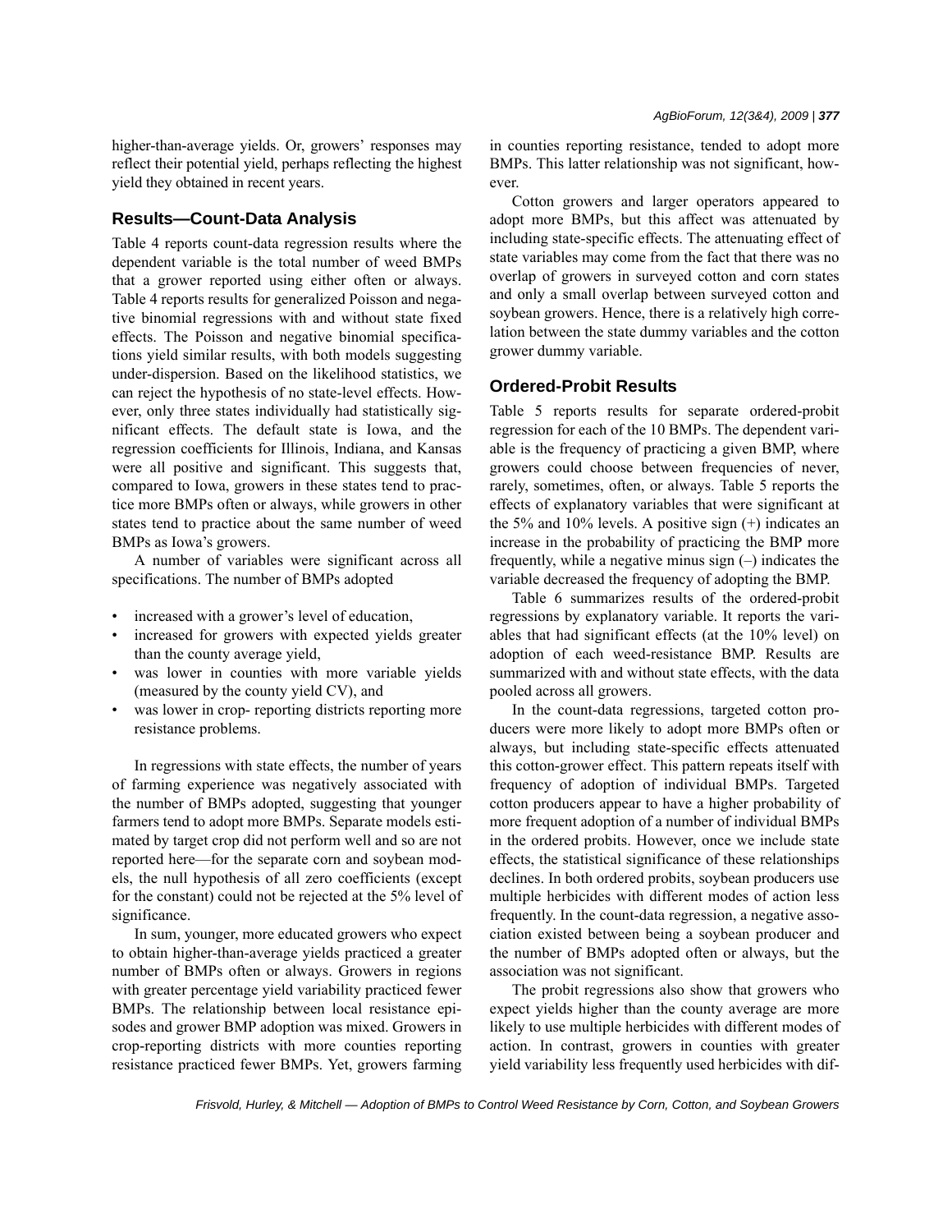higher-than-average yields. Or, growers' responses may reflect their potential yield, perhaps reflecting the highest yield they obtained in recent years.

## Results—Count-Data Analysis

Table 4 reports count-data regression results where the dependent variable is the total number of weed BMPs that a grower reported using either often or always. Table 4 reports results for generalized Poisson and negative binomial regressions with and without state fixed effects. The Poisson and negative binomial specifications yield similar results, with both models suggesting under-dispersion. Based on the likelihood statistics, we can reject the hypothesis of no state-level effects. However, only three states individually had statistically significant effects. The default state is Iowa, and the regression coefficients for Illinois, Indiana, and Kansas were all positive and significant. This suggests that, compared to Iowa, growers in these states tend to practice more BMPs often or always, while growers in other states tend to practice about the same number of weed BMPs as Iowa's growers.

A number of variables were significant across all specifications. The number of BMPs adopted

- increased with a grower's level of education,
- increased for growers with expected yields greater than the county average yield,
- was lower in counties with more variable yields (measured by the county yield CV), and
- was lower in crop- reporting districts reporting more resistance problems.

In regressions with state effects, the number of years of farming experience was negatively associated with the number of BMPs adopted, suggesting that younger farmers tend to adopt more BMPs. Separate models estimated by target crop did not perform well and so are not reported here—for the separate corn and soybean models, the null hypothesis of all zero coefficients (except for the constant) could not be rejected at the 5% level of significance.

In sum, younger, more educated growers who expect to obtain higher-than-average yields practiced a greater number of BMPs often or always. Growers in regions with greater percentage yield variability practiced fewer BMPs. The relationship between local resistance episodes and grower BMP adoption was mixed. Growers in crop-reporting districts with more counties reporting resistance practiced fewer BMPs. Yet, growers farming in counties reporting resistance, tended to adopt more BMPs. This latter relationship was not significant, however.

Cotton growers and larger operators appeared to adopt more BMPs, but this affect was attenuated by including state-specific effects. The attenuating effect of state variables may come from the fact that there was no overlap of growers in surveyed cotton and corn states and only a small overlap between surveyed cotton and soybean growers. Hence, there is a relatively high correlation between the state dummy variables and the cotton grower dummy variable.

## Ordered-Probit Results

Table 5 reports results for separate ordered-probit regression for each of the 10 BMPs. The dependent variable is the frequency of practicing a given BMP, where growers could choose between frequencies of never, rarely, sometimes, often, or always. Table 5 reports the effects of explanatory variables that were significant at the 5% and 10% levels. A positive sign (+) indicates an increase in the probability of practicing the BMP more frequently, while a negative minus sign (–) indicates the variable decreased the frequency of adopting the BMP.

Table 6 summarizes results of the ordered-probit regressions by explanatory variable. It reports the variables that had significant effects (at the 10% level) on adoption of each weed-resistance BMP. Results are summarized with and without state effects, with the data pooled across all growers.

In the count-data regressions, targeted cotton producers were more likely to adopt more BMPs often or always, but including state-specific effects attenuated this cotton-grower effect. This pattern repeats itself with frequency of adoption of individual BMPs. Targeted cotton producers appear to have a higher probability of more frequent adoption of a number of individual BMPs in the ordered probits. However, once we include state effects, the statistical significance of these relationships declines. In both ordered probits, soybean producers use multiple herbicides with different modes of action less frequently. In the count-data regression, a negative association existed between being a soybean producer and the number of BMPs adopted often or always, but the association was not significant.

The probit regressions also show that growers who expect yields higher than the county average are more likely to use multiple herbicides with different modes of action. In contrast, growers in counties with greater yield variability less frequently used herbicides with dif-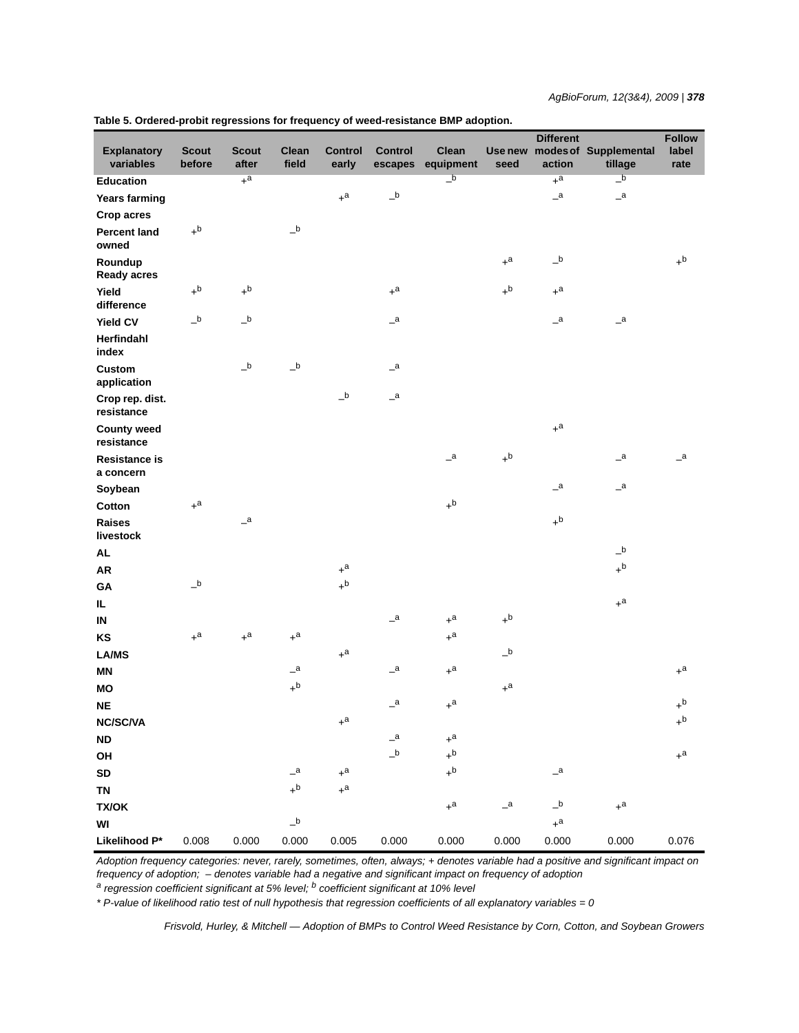**Table 5. Ordered-probit regressions for frequency of weed-resistance BMP adoption.**

| Explanatory variables | Scout before | Scout after | Clean field | Control early | Control escapes | Clean equipment | Use new seed | Different modes of action | Supplemental tillage | Follow label rate |
|---|---|---|---|---|---|---|---|---|---|---|
| Education | | +[a] | | | | –[b] | | +[a] | –[b] | |
| Years farming | | | | +[a] | –[b] | | | –[a] | –[a] | |
| Crop acres | | | | | | | | | | |
| Percent land owned | +[b] | | –[b] | | | | | | | |
| Roundup Ready acres | | | | | | | +[a] | –[b] | | +[b] |
| Yield difference | +[b] | +[b] | | | +[a] | | +[b] | +[a] | | |
| Yield CV | –[b] | –[b] | | | –[a] | | | –[a] | –[a] | |
| Herfindahl index | | | | | | | | | | |
| Custom application | | –[b] | –[b] | | –[a] | | | | | |
| Crop rep. dist. resistance | | | | –[b] | –[a] | | | | | |
| County weed resistance | | | | | | | | +[a] | | |
| Resistance is a concern | | | | | | –[a] | +[b] | | –[a] | –[a] |
| Soybean | | | | | | | | –[a] | –[a] | |
| Cotton | +[a] | | | | | +[b] | | | | |
| Raises livestock | | –[a] | | | | | | +[b] | | |
| AL | | | | | | | | | –[b] | |
| AR | | | | +[a] | | | | | +[b] | |
| GA | –[b] | | | +[b] | | | | | | |
| IL | | | | | | | | | +[a] | |
| IN | | | | | –[a] | +[a] | +[b] | | | |
| KS | +[a] | +[a] | +[a] | | | +[a] | | | | |
| LA/MS | | | | +[a] | | | –[b] | | | |
| MN | | | –[a] | | –[a] | +[a] | | | | +[a] |
| MO | | | +[b] | | | | +[a] | | | |
| NE | | | | | –[a] | +[a] | | | | +[b] |
| NC/SC/VA | | | | +[a] | | | | | | +[b] |
| ND | | | | | –[a] | +[a] | | | | |
| OH | | | | | –[b] | +[b] | | | | +[a] |
| SD | | | –[a] | +[a] | | +[b] | | –[a] | | |
| TN | | | +[b] | +[a] | | | | | | |
| TX/OK | | | | | | +[a] | –[a] | –[b] | +[a] | |
| WI | | | –[b] | | | | | +[a] | | |
| Likelihood P* | 0.008 | 0.000 | 0.000 | 0.005 | 0.000 | 0.000 | 0.000 | 0.000 | 0.000 | 0.076 |

*Adoption frequency categories: never, rarely, sometimes, often, always; + denotes variable had a positive and significant impact on frequency of adoption; – denotes variable had a negative and significant impact on frequency of adoption*

*[a] regression coefficient significant at 5% level; [b] coefficient significant at 10% level*

*\* P-value of likelihood ratio test of null hypothesis that regression coefficients of all explanatory variables = 0*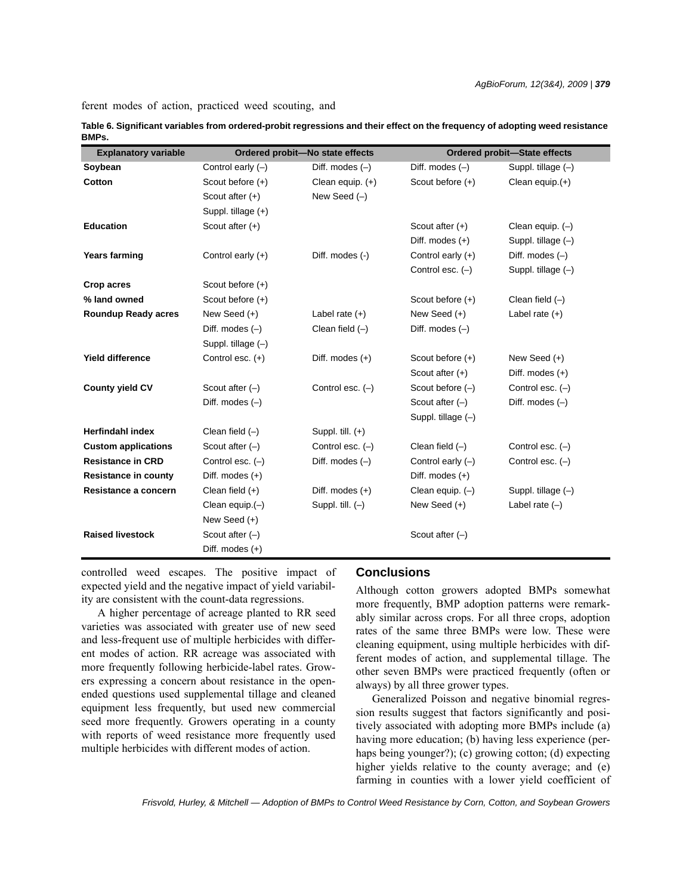ferent modes of action, practiced weed scouting, and

**Table 6. Significant variables from ordered-probit regressions and their effect on the frequency of adopting weed resistance BMPs.**

| Explanatory variable | Ordered probit—No state effects | | Ordered probit—State effects | |
|---|---|---|---|---|
| **Soybean** | Control early (–) | Diff. modes (–) | Diff. modes (–) | Suppl. tillage (–) |
| **Cotton** | Scout before (+) | Clean equip. (+) | Scout before (+) | Clean equip.(+) |
| | Scout after (+) | New Seed (–) | | |
| | Suppl. tillage (+) | | | |
| **Education** | Scout after (+) | | Scout after (+) | Clean equip. (–) |
| | | | Diff. modes (+) | Suppl. tillage (–) |
| **Years farming** | Control early (+) | Diff. modes (-) | Control early (+) | Diff. modes (–) |
| | | | Control esc. (–) | Suppl. tillage (–) |
| **Crop acres** | Scout before (+) | | | |
| **% land owned** | Scout before (+) | | Scout before (+) | Clean field (–) |
| **Roundup Ready acres** | New Seed (+) | Label rate (+) | New Seed (+) | Label rate (+) |
| | Diff. modes (–) | Clean field (–) | Diff. modes (–) | |
| | Suppl. tillage (–) | | | |
| **Yield difference** | Control esc. (+) | Diff. modes (+) | Scout before (+) | New Seed (+) |
| | | | Scout after (+) | Diff. modes (+) |
| **County yield CV** | Scout after (–) | Control esc. (–) | Scout before (–) | Control esc. (–) |
| | Diff. modes (–) | | Scout after (–) | Diff. modes (–) |
| | | | Suppl. tillage (–) | |
| **Herfindahl index** | Clean field (–) | Suppl. till. (+) | | |
| **Custom applications** | Scout after (–) | Control esc. (–) | Clean field (–) | Control esc. (–) |
| **Resistance in CRD** | Control esc. (–) | Diff. modes (–) | Control early (–) | Control esc. (–) |
| **Resistance in county** | Diff. modes (+) | | Diff. modes (+) | |
| **Resistance a concern** | Clean field (+) | Diff. modes (+) | Clean equip. (–) | Suppl. tillage (–) |
| | Clean equip.(–) | Suppl. till. (–) | New Seed (+) | Label rate (–) |
| | New Seed (+) | | | |
| **Raised livestock** | Scout after (–) | | Scout after (–) | |
| | Diff. modes (+) | | | |

controlled weed escapes. The positive impact of expected yield and the negative impact of yield variability are consistent with the count-data regressions.

A higher percentage of acreage planted to RR seed varieties was associated with greater use of new seed and less-frequent use of multiple herbicides with different modes of action. RR acreage was associated with more frequently following herbicide-label rates. Growers expressing a concern about resistance in the open-ended questions used supplemental tillage and cleaned equipment less frequently, but used new commercial seed more frequently. Growers operating in a county with reports of weed resistance more frequently used multiple herbicides with different modes of action.

## Conclusions

Although cotton growers adopted BMPs somewhat more frequently, BMP adoption patterns were remarkably similar across crops. For all three crops, adoption rates of the same three BMPs were low. These were cleaning equipment, using multiple herbicides with different modes of action, and supplemental tillage. The other seven BMPs were practiced frequently (often or always) by all three grower types.

Generalized Poisson and negative binomial regression results suggest that factors significantly and positively associated with adopting more BMPs include (a) having more education; (b) having less experience (perhaps being younger?); (c) growing cotton; (d) expecting higher yields relative to the county average; and (e) farming in counties with a lower yield coefficient of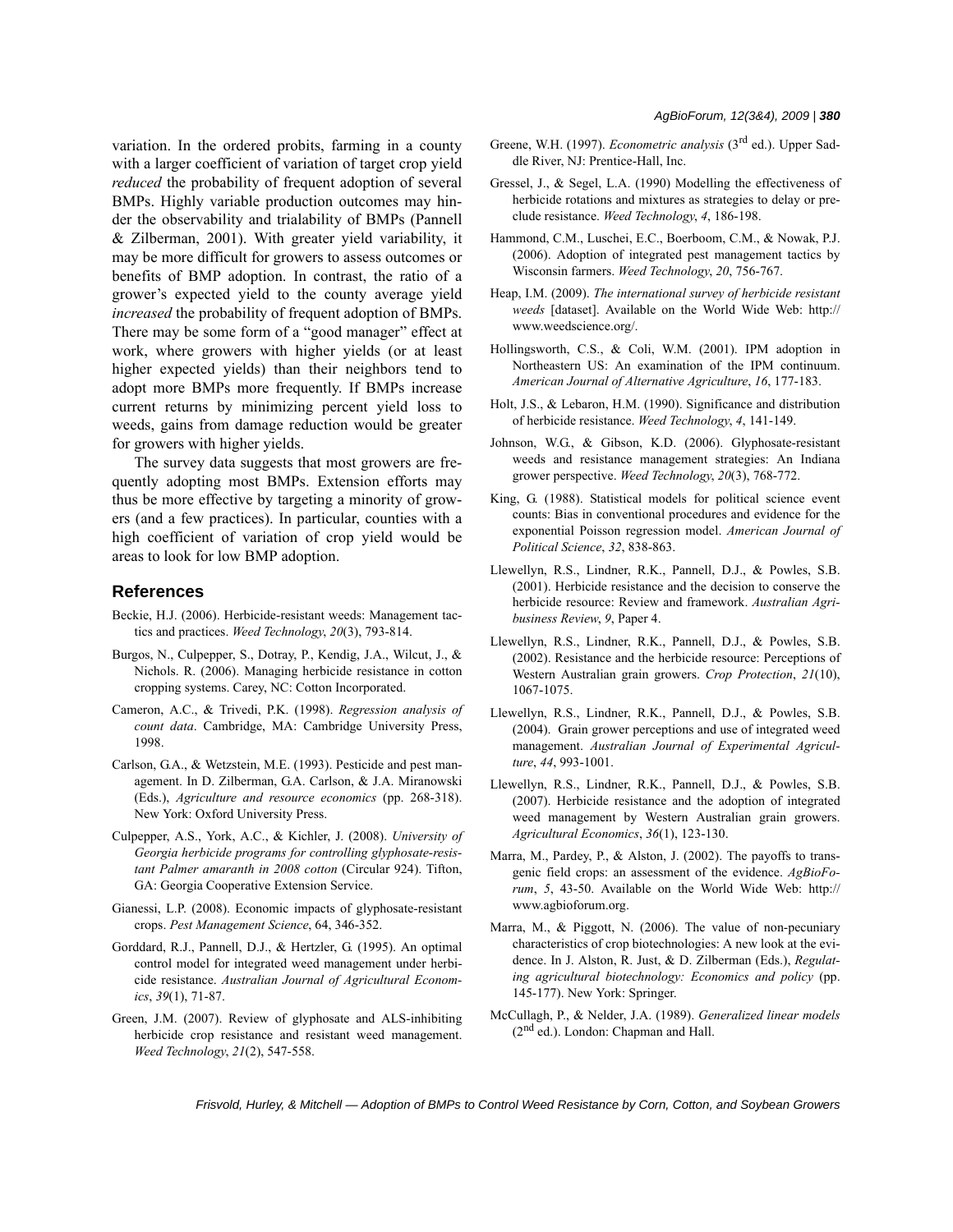variation. In the ordered probits, farming in a county with a larger coefficient of variation of target crop yield *reduced* the probability of frequent adoption of several BMPs. Highly variable production outcomes may hinder the observability and trialability of BMPs (Pannell & Zilberman, 2001). With greater yield variability, it may be more difficult for growers to assess outcomes or benefits of BMP adoption. In contrast, the ratio of a grower's expected yield to the county average yield *increased* the probability of frequent adoption of BMPs. There may be some form of a "good manager" effect at work, where growers with higher yields (or at least higher expected yields) than their neighbors tend to adopt more BMPs more frequently. If BMPs increase current returns by minimizing percent yield loss to weeds, gains from damage reduction would be greater for growers with higher yields.

The survey data suggests that most growers are frequently adopting most BMPs. Extension efforts may thus be more effective by targeting a minority of growers (and a few practices). In particular, counties with a high coefficient of variation of crop yield would be areas to look for low BMP adoption.

## References

Beckie, H.J. (2006). Herbicide-resistant weeds: Management tactics and practices. *Weed Technology*, *20*(3), 793-814.

Burgos, N., Culpepper, S., Dotray, P., Kendig, J.A., Wilcut, J., & Nichols. R. (2006). Managing herbicide resistance in cotton cropping systems. Carey, NC: Cotton Incorporated.

Cameron, A.C., & Trivedi, P.K. (1998). *Regression analysis of count data*. Cambridge, MA: Cambridge University Press, 1998.

Carlson, G.A., & Wetzstein, M.E. (1993). Pesticide and pest management. In D. Zilberman, G.A. Carlson, & J.A. Miranowski (Eds.), *Agriculture and resource economics* (pp. 268-318). New York: Oxford University Press.

Culpepper, A.S., York, A.C., & Kichler, J. (2008). *University of Georgia herbicide programs for controlling glyphosate-resistant Palmer amaranth in 2008 cotton* (Circular 924). Tifton, GA: Georgia Cooperative Extension Service.

Gianessi, L.P. (2008). Economic impacts of glyphosate-resistant crops. *Pest Management Science*, 64, 346-352.

Gorddard, R.J., Pannell, D.J., & Hertzler, G. (1995). An optimal control model for integrated weed management under herbicide resistance. *Australian Journal of Agricultural Economics*, *39*(1), 71-87.

Green, J.M. (2007). Review of glyphosate and ALS-inhibiting herbicide crop resistance and resistant weed management. *Weed Technology*, *21*(2), 547-558.

Greene, W.H. (1997). *Econometric analysis* (3rd ed.). Upper Saddle River, NJ: Prentice-Hall, Inc.

Gressel, J., & Segel, L.A. (1990) Modelling the effectiveness of herbicide rotations and mixtures as strategies to delay or preclude resistance. *Weed Technology*, *4*, 186-198.

Hammond, C.M., Luschei, E.C., Boerboom, C.M., & Nowak, P.J. (2006). Adoption of integrated pest management tactics by Wisconsin farmers. *Weed Technology*, *20*, 756-767.

Heap, I.M. (2009). *The international survey of herbicide resistant weeds* [dataset]. Available on the World Wide Web: http://www.weedscience.org/.

Hollingsworth, C.S., & Coli, W.M. (2001). IPM adoption in Northeastern US: An examination of the IPM continuum. *American Journal of Alternative Agriculture*, *16*, 177-183.

Holt, J.S., & Lebaron, H.M. (1990). Significance and distribution of herbicide resistance. *Weed Technology*, *4*, 141-149.

Johnson, W.G., & Gibson, K.D. (2006). Glyphosate-resistant weeds and resistance management strategies: An Indiana grower perspective. *Weed Technology*, *20*(3), 768-772.

King, G. (1988). Statistical models for political science event counts: Bias in conventional procedures and evidence for the exponential Poisson regression model. *American Journal of Political Science*, *32*, 838-863.

Llewellyn, R.S., Lindner, R.K., Pannell, D.J., & Powles, S.B. (2001). Herbicide resistance and the decision to conserve the herbicide resource: Review and framework. *Australian Agribusiness Review*, *9*, Paper 4.

Llewellyn, R.S., Lindner, R.K., Pannell, D.J., & Powles, S.B. (2002). Resistance and the herbicide resource: Perceptions of Western Australian grain growers. *Crop Protection*, *21*(10), 1067-1075.

Llewellyn, R.S., Lindner, R.K., Pannell, D.J., & Powles, S.B. (2004). Grain grower perceptions and use of integrated weed management. *Australian Journal of Experimental Agriculture*, *44*, 993-1001.

Llewellyn, R.S., Lindner, R.K., Pannell, D.J., & Powles, S.B. (2007). Herbicide resistance and the adoption of integrated weed management by Western Australian grain growers. *Agricultural Economics*, *36*(1), 123-130.

Marra, M., Pardey, P., & Alston, J. (2002). The payoffs to transgenic field crops: an assessment of the evidence. *AgBioForum*, *5*, 43-50. Available on the World Wide Web: http://www.agbioforum.org.

Marra, M., & Piggott, N. (2006). The value of non-pecuniary characteristics of crop biotechnologies: A new look at the evidence. In J. Alston, R. Just, & D. Zilberman (Eds.), *Regulating agricultural biotechnology: Economics and policy* (pp. 145-177). New York: Springer.

McCullagh, P., & Nelder, J.A. (1989). *Generalized linear models* (2nd ed.). London: Chapman and Hall.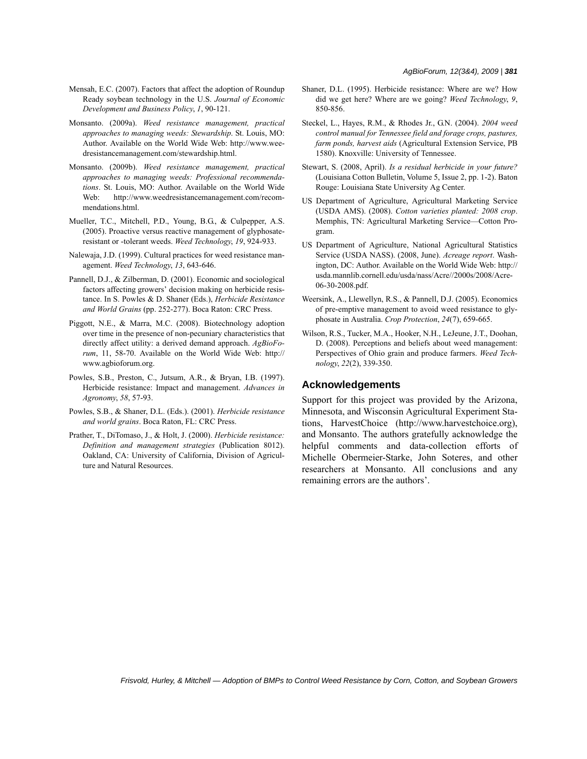Mensah, E.C. (2007). Factors that affect the adoption of Roundup Ready soybean technology in the U.S. *Journal of Economic Development and Business Policy*, *1*, 90-121.

Monsanto. (2009a). *Weed resistance management, practical approaches to managing weeds: Stewardship*. St. Louis, MO: Author. Available on the World Wide Web: http://www.weedresistancemanagement.com/stewardship.html.

Monsanto. (2009b). *Weed resistance management, practical approaches to managing weeds: Professional recommendations*. St. Louis, MO: Author. Available on the World Wide Web: http://www.weedresistancemanagement.com/recommendations.html.

Mueller, T.C., Mitchell, P.D., Young, B.G., & Culpepper, A.S. (2005). Proactive versus reactive management of glyphosate-resistant or -tolerant weeds. *Weed Technology*, *19*, 924-933.

Nalewaja, J.D. (1999). Cultural practices for weed resistance management. *Weed Technology*, *13*, 643-646.

Pannell, D.J., & Zilberman, D. (2001). Economic and sociological factors affecting growers' decision making on herbicide resistance. In S. Powles & D. Shaner (Eds.), *Herbicide Resistance and World Grains* (pp. 252-277). Boca Raton: CRC Press.

Piggott, N.E., & Marra, M.C. (2008). Biotechnology adoption over time in the presence of non-pecuniary characteristics that directly affect utility: a derived demand approach. *AgBioForum*, 11, 58-70. Available on the World Wide Web: http://www.agbioforum.org.

Powles, S.B., Preston, C., Jutsum, A.R., & Bryan, I.B. (1997). Herbicide resistance: Impact and management. *Advances in Agronomy*, *58*, 57-93.

Powles, S.B., & Shaner, D.L. (Eds.). (2001). *Herbicide resistance and world grains*. Boca Raton, FL: CRC Press.

Prather, T., DiTomaso, J., & Holt, J. (2000). *Herbicide resistance: Definition and management strategies* (Publication 8012). Oakland, CA: University of California, Division of Agriculture and Natural Resources.

Shaner, D.L. (1995). Herbicide resistance: Where are we? How did we get here? Where are we going? *Weed Technology*, *9*, 850-856.

Steckel, L., Hayes, R.M., & Rhodes Jr., G.N. (2004). *2004 weed control manual for Tennessee field and forage crops, pastures, farm ponds, harvest aids* (Agricultural Extension Service, PB 1580). Knoxville: University of Tennessee.

Stewart, S. (2008, April). *Is a residual herbicide in your future?* (Louisiana Cotton Bulletin, Volume 5, Issue 2, pp. 1-2). Baton Rouge: Louisiana State University Ag Center.

US Department of Agriculture, Agricultural Marketing Service (USDA AMS). (2008). *Cotton varieties planted: 2008 crop*. Memphis, TN: Agricultural Marketing Service—Cotton Program.

US Department of Agriculture, National Agricultural Statistics Service (USDA NASS). (2008, June). *Acreage report*. Washington, DC: Author. Available on the World Wide Web: http://usda.mannlib.cornell.edu/usda/nass/Acre//2000s/2008/Acre-06-30-2008.pdf.

Weersink, A., Llewellyn, R.S., & Pannell, D.J. (2005). Economics of pre-emptive management to avoid weed resistance to glyphosate in Australia. *Crop Protection*, *24*(7), 659-665.

Wilson, R.S., Tucker, M.A., Hooker, N.H., LeJeune, J.T., Doohan, D. (2008). Perceptions and beliefs about weed management: Perspectives of Ohio grain and produce farmers. *Weed Technology*, *22*(2), 339-350.

## Acknowledgements

Support for this project was provided by the Arizona, Minnesota, and Wisconsin Agricultural Experiment Stations, HarvestChoice (http://www.harvestchoice.org), and Monsanto. The authors gratefully acknowledge the helpful comments and data-collection efforts of Michelle Obermeier-Starke, John Soteres, and other researchers at Monsanto. All conclusions and any remaining errors are the authors'.